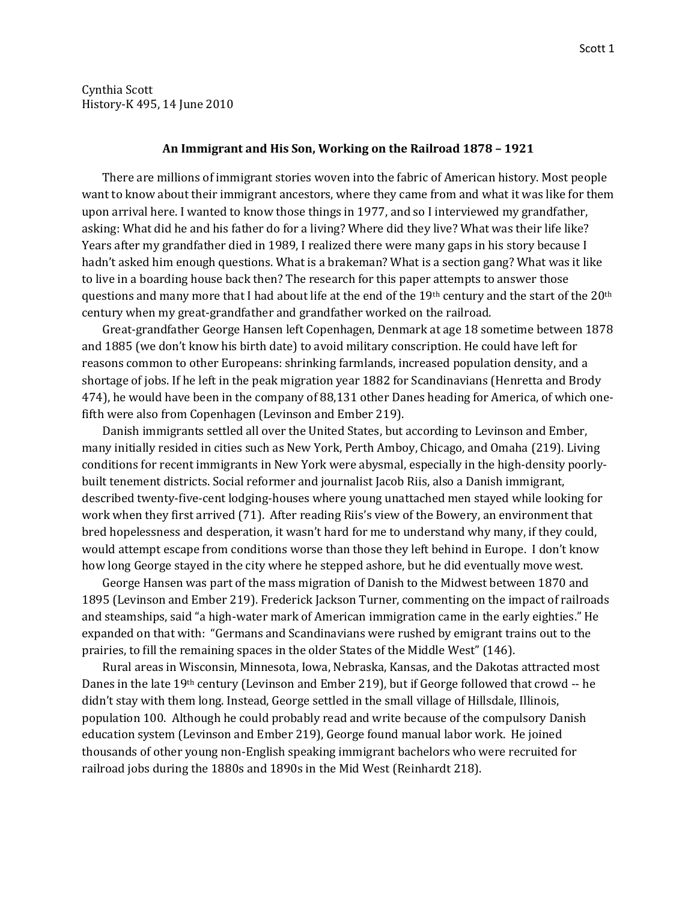Cynthia Scott
History-K 495, 14 June 2010

## An Immigrant and His Son, Working on the Railroad 1878 – 1921

There are millions of immigrant stories woven into the fabric of American history. Most people want to know about their immigrant ancestors, where they came from and what it was like for them upon arrival here. I wanted to know those things in 1977, and so I interviewed my grandfather, asking: What did he and his father do for a living? Where did they live? What was their life like? Years after my grandfather died in 1989, I realized there were many gaps in his story because I hadn't asked him enough questions. What is a brakeman? What is a section gang? What was it like to live in a boarding house back then? The research for this paper attempts to answer those questions and many more that I had about life at the end of the 19th century and the start of the 20th century when my great-grandfather and grandfather worked on the railroad.

Great-grandfather George Hansen left Copenhagen, Denmark at age 18 sometime between 1878 and 1885 (we don't know his birth date) to avoid military conscription. He could have left for reasons common to other Europeans: shrinking farmlands, increased population density, and a shortage of jobs. If he left in the peak migration year 1882 for Scandinavians (Henretta and Brody 474), he would have been in the company of 88,131 other Danes heading for America, of which one-fifth were also from Copenhagen (Levinson and Ember 219).

Danish immigrants settled all over the United States, but according to Levinson and Ember, many initially resided in cities such as New York, Perth Amboy, Chicago, and Omaha (219). Living conditions for recent immigrants in New York were abysmal, especially in the high-density poorly-built tenement districts. Social reformer and journalist Jacob Riis, also a Danish immigrant, described twenty-five-cent lodging-houses where young unattached men stayed while looking for work when they first arrived (71). After reading Riis's view of the Bowery, an environment that bred hopelessness and desperation, it wasn't hard for me to understand why many, if they could, would attempt escape from conditions worse than those they left behind in Europe. I don't know how long George stayed in the city where he stepped ashore, but he did eventually move west.

George Hansen was part of the mass migration of Danish to the Midwest between 1870 and 1895 (Levinson and Ember 219). Frederick Jackson Turner, commenting on the impact of railroads and steamships, said "a high-water mark of American immigration came in the early eighties." He expanded on that with: "Germans and Scandinavians were rushed by emigrant trains out to the prairies, to fill the remaining spaces in the older States of the Middle West" (146).

Rural areas in Wisconsin, Minnesota, Iowa, Nebraska, Kansas, and the Dakotas attracted most Danes in the late 19th century (Levinson and Ember 219), but if George followed that crowd -- he didn't stay with them long. Instead, George settled in the small village of Hillsdale, Illinois, population 100. Although he could probably read and write because of the compulsory Danish education system (Levinson and Ember 219), George found manual labor work. He joined thousands of other young non-English speaking immigrant bachelors who were recruited for railroad jobs during the 1880s and 1890s in the Mid West (Reinhardt 218).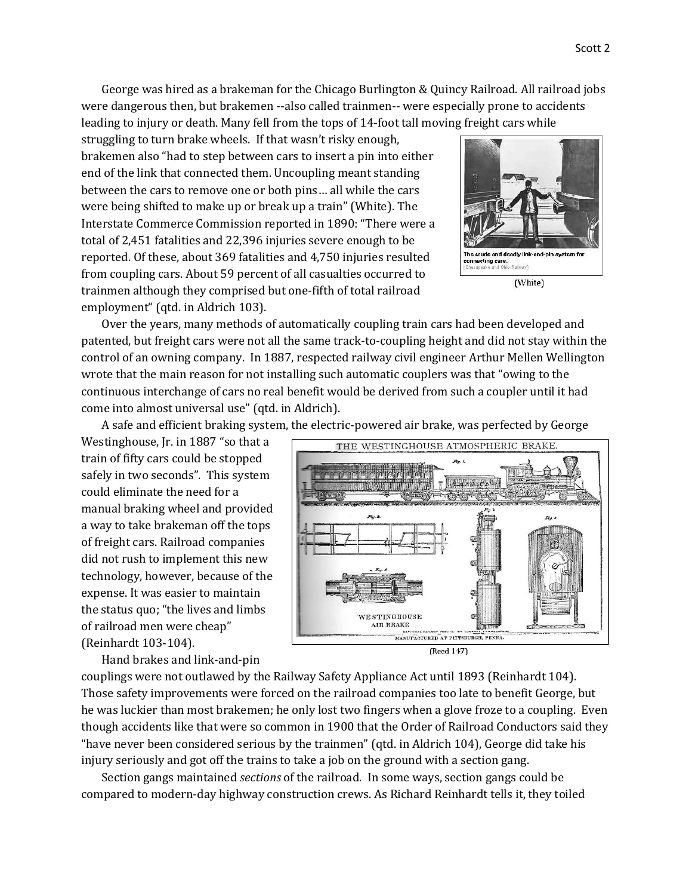George was hired as a brakeman for the Chicago Burlington & Quincy Railroad. All railroad jobs were dangerous then, but brakemen --also called trainmen-- were especially prone to accidents leading to injury or death. Many fell from the tops of 14-foot tall moving freight cars while struggling to turn brake wheels. If that wasn't risky enough, brakemen also "had to step between cars to insert a pin into either end of the link that connected them. Uncoupling meant standing between the cars to remove one or both pins… all while the cars were being shifted to make up or break up a train" (White). The Interstate Commerce Commission reported in 1890: "There were a total of 2,451 fatalities and 22,396 injuries severe enough to be reported. Of these, about 369 fatalities and 4,750 injuries resulted from coupling cars. About 59 percent of all casualties occurred to trainmen although they comprised but one-fifth of total railroad employment" (qtd. in Aldrich 103).

The crude and deadly link-and-pin system for connecting cars. (Chesapeake and Ohio Railway)

(White)

Over the years, many methods of automatically coupling train cars had been developed and patented, but freight cars were not all the same track-to-coupling height and did not stay within the control of an owning company. In 1887, respected railway civil engineer Arthur Mellen Wellington wrote that the main reason for not installing such automatic couplers was that "owing to the continuous interchange of cars no real benefit would be derived from such a coupler until it had come into almost universal use" (qtd. in Aldrich).

A safe and efficient braking system, the electric-powered air brake, was perfected by George Westinghouse, Jr. in 1887 "so that a train of fifty cars could be stopped safely in two seconds". This system could eliminate the need for a manual braking wheel and provided a way to take brakeman off the tops of freight cars. Railroad companies did not rush to implement this new technology, however, because of the expense. It was easier to maintain the status quo; "the lives and limbs of railroad men were cheap" (Reinhardt 103-104).

THE WESTINGHOUSE ATMOSPHERIC BRAKE.

(Reed 147)

Hand brakes and link-and-pin couplings were not outlawed by the Railway Safety Appliance Act until 1893 (Reinhardt 104). Those safety improvements were forced on the railroad companies too late to benefit George, but he was luckier than most brakemen; he only lost two fingers when a glove froze to a coupling. Even though accidents like that were so common in 1900 that the Order of Railroad Conductors said they "have never been considered serious by the trainmen" (qtd. in Aldrich 104), George did take his injury seriously and got off the trains to take a job on the ground with a section gang.

Section gangs maintained *sections* of the railroad. In some ways, section gangs could be compared to modern-day highway construction crews. As Richard Reinhardt tells it, they toiled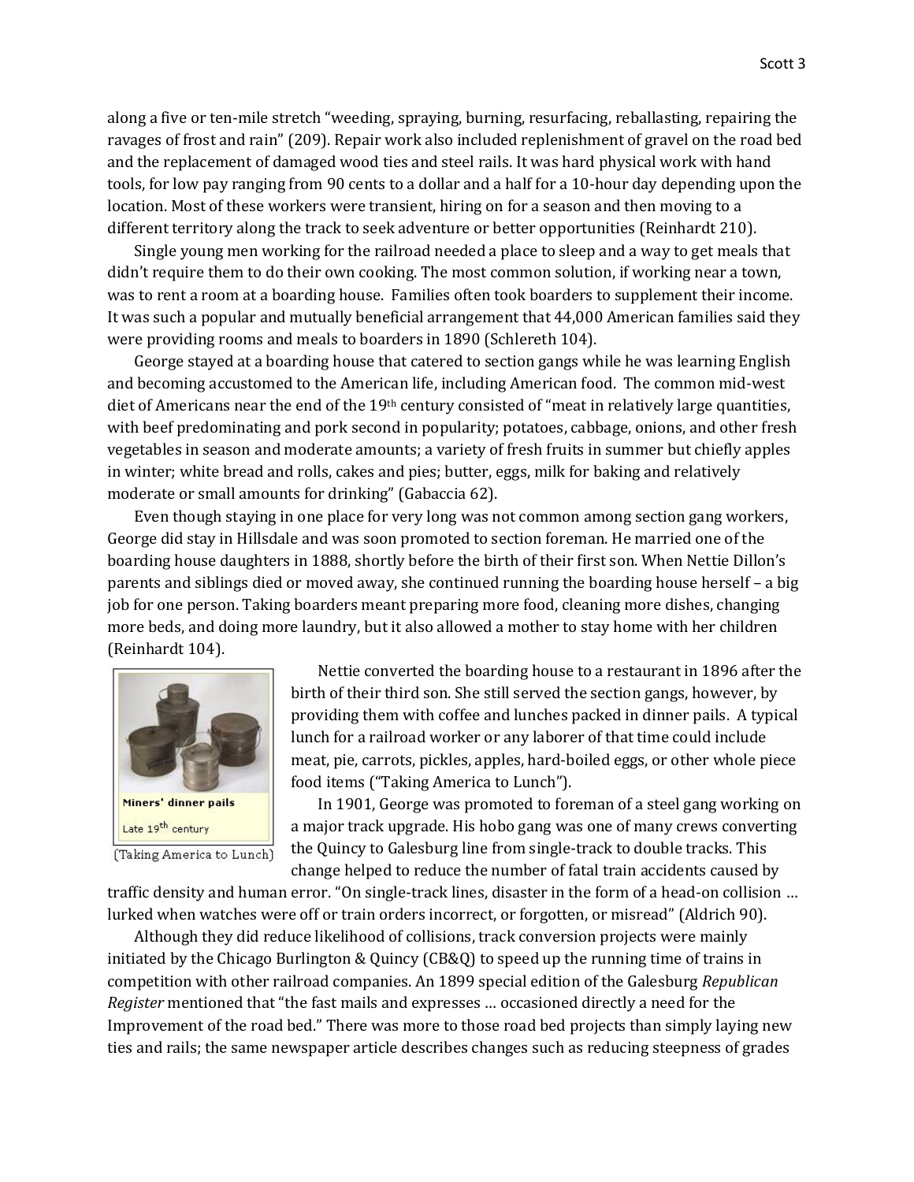along a five or ten-mile stretch "weeding, spraying, burning, resurfacing, reballasting, repairing the ravages of frost and rain" (209). Repair work also included replenishment of gravel on the road bed and the replacement of damaged wood ties and steel rails. It was hard physical work with hand tools, for low pay ranging from 90 cents to a dollar and a half for a 10-hour day depending upon the location. Most of these workers were transient, hiring on for a season and then moving to a different territory along the track to seek adventure or better opportunities (Reinhardt 210).

Single young men working for the railroad needed a place to sleep and a way to get meals that didn't require them to do their own cooking. The most common solution, if working near a town, was to rent a room at a boarding house. Families often took boarders to supplement their income. It was such a popular and mutually beneficial arrangement that 44,000 American families said they were providing rooms and meals to boarders in 1890 (Schlereth 104).

George stayed at a boarding house that catered to section gangs while he was learning English and becoming accustomed to the American life, including American food. The common mid-west diet of Americans near the end of the 19th century consisted of "meat in relatively large quantities, with beef predominating and pork second in popularity; potatoes, cabbage, onions, and other fresh vegetables in season and moderate amounts; a variety of fresh fruits in summer but chiefly apples in winter; white bread and rolls, cakes and pies; butter, eggs, milk for baking and relatively moderate or small amounts for drinking" (Gabaccia 62).

Even though staying in one place for very long was not common among section gang workers, George did stay in Hillsdale and was soon promoted to section foreman. He married one of the boarding house daughters in 1888, shortly before the birth of their first son. When Nettie Dillon's parents and siblings died or moved away, she continued running the boarding house herself – a big job for one person. Taking boarders meant preparing more food, cleaning more dishes, changing more beds, and doing more laundry, but it also allowed a mother to stay home with her children (Reinhardt 104).

(Taking America to Lunch)

Nettie converted the boarding house to a restaurant in 1896 after the birth of their third son. She still served the section gangs, however, by providing them with coffee and lunches packed in dinner pails. A typical lunch for a railroad worker or any laborer of that time could include meat, pie, carrots, pickles, apples, hard-boiled eggs, or other whole piece food items ("Taking America to Lunch").

In 1901, George was promoted to foreman of a steel gang working on a major track upgrade. His hobo gang was one of many crews converting the Quincy to Galesburg line from single-track to double tracks. This change helped to reduce the number of fatal train accidents caused by traffic density and human error. "On single-track lines, disaster in the form of a head-on collision … lurked when watches were off or train orders incorrect, or forgotten, or misread" (Aldrich 90).

Although they did reduce likelihood of collisions, track conversion projects were mainly initiated by the Chicago Burlington & Quincy (CB&Q) to speed up the running time of trains in competition with other railroad companies. An 1899 special edition of the Galesburg *Republican Register* mentioned that "the fast mails and expresses … occasioned directly a need for the Improvement of the road bed." There was more to those road bed projects than simply laying new ties and rails; the same newspaper article describes changes such as reducing steepness of grades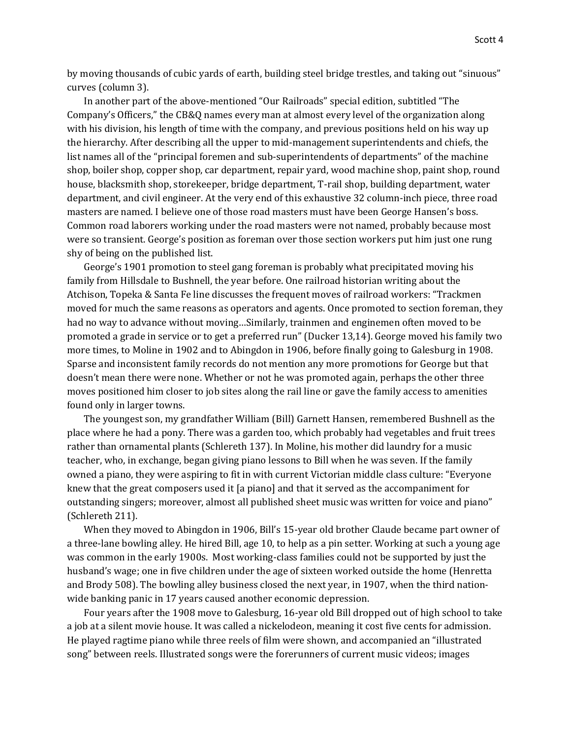by moving thousands of cubic yards of earth, building steel bridge trestles, and taking out "sinuous" curves (column 3).

In another part of the above-mentioned "Our Railroads" special edition, subtitled "The Company's Officers," the CB&Q names every man at almost every level of the organization along with his division, his length of time with the company, and previous positions held on his way up the hierarchy. After describing all the upper to mid-management superintendents and chiefs, the list names all of the "principal foremen and sub-superintendents of departments" of the machine shop, boiler shop, copper shop, car department, repair yard, wood machine shop, paint shop, round house, blacksmith shop, storekeeper, bridge department, T-rail shop, building department, water department, and civil engineer. At the very end of this exhaustive 32 column-inch piece, three road masters are named. I believe one of those road masters must have been George Hansen's boss. Common road laborers working under the road masters were not named, probably because most were so transient. George's position as foreman over those section workers put him just one rung shy of being on the published list.

George's 1901 promotion to steel gang foreman is probably what precipitated moving his family from Hillsdale to Bushnell, the year before. One railroad historian writing about the Atchison, Topeka & Santa Fe line discusses the frequent moves of railroad workers: "Trackmen moved for much the same reasons as operators and agents. Once promoted to section foreman, they had no way to advance without moving…Similarly, trainmen and enginemen often moved to be promoted a grade in service or to get a preferred run" (Ducker 13,14). George moved his family two more times, to Moline in 1902 and to Abingdon in 1906, before finally going to Galesburg in 1908. Sparse and inconsistent family records do not mention any more promotions for George but that doesn't mean there were none. Whether or not he was promoted again, perhaps the other three moves positioned him closer to job sites along the rail line or gave the family access to amenities found only in larger towns.

The youngest son, my grandfather William (Bill) Garnett Hansen, remembered Bushnell as the place where he had a pony. There was a garden too, which probably had vegetables and fruit trees rather than ornamental plants (Schlereth 137). In Moline, his mother did laundry for a music teacher, who, in exchange, began giving piano lessons to Bill when he was seven. If the family owned a piano, they were aspiring to fit in with current Victorian middle class culture: "Everyone knew that the great composers used it [a piano] and that it served as the accompaniment for outstanding singers; moreover, almost all published sheet music was written for voice and piano" (Schlereth 211).

When they moved to Abingdon in 1906, Bill's 15-year old brother Claude became part owner of a three-lane bowling alley. He hired Bill, age 10, to help as a pin setter. Working at such a young age was common in the early 1900s. Most working-class families could not be supported by just the husband's wage; one in five children under the age of sixteen worked outside the home (Henretta and Brody 508). The bowling alley business closed the next year, in 1907, when the third nation-wide banking panic in 17 years caused another economic depression.

Four years after the 1908 move to Galesburg, 16-year old Bill dropped out of high school to take a job at a silent movie house. It was called a nickelodeon, meaning it cost five cents for admission. He played ragtime piano while three reels of film were shown, and accompanied an "illustrated song" between reels. Illustrated songs were the forerunners of current music videos; images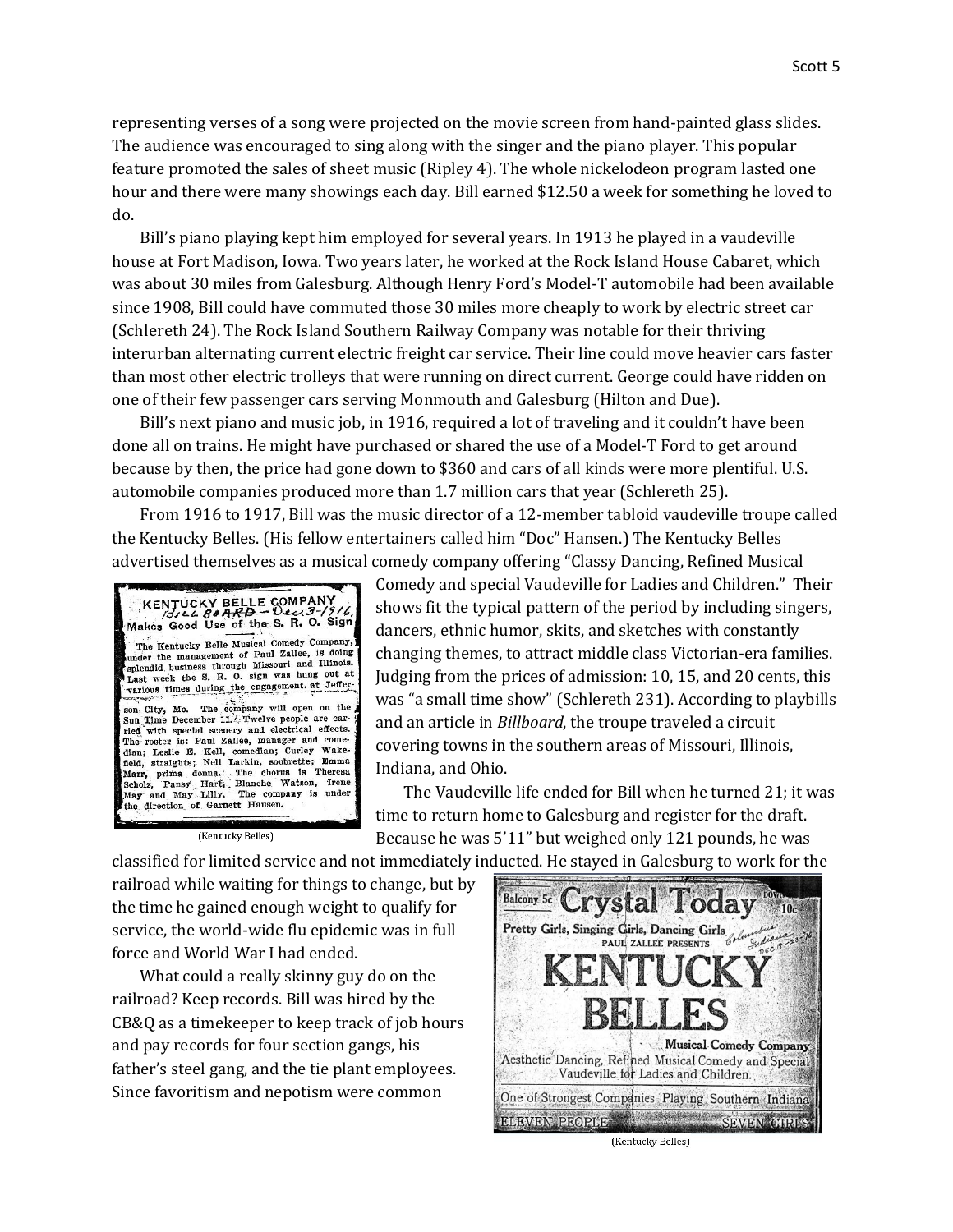representing verses of a song were projected on the movie screen from hand-painted glass slides. The audience was encouraged to sing along with the singer and the piano player. This popular feature promoted the sales of sheet music (Ripley 4). The whole nickelodeon program lasted one hour and there were many showings each day. Bill earned $12.50 a week for something he loved to do.

Bill's piano playing kept him employed for several years. In 1913 he played in a vaudeville house at Fort Madison, Iowa. Two years later, he worked at the Rock Island House Cabaret, which was about 30 miles from Galesburg. Although Henry Ford's Model-T automobile had been available since 1908, Bill could have commuted those 30 miles more cheaply to work by electric street car (Schlereth 24). The Rock Island Southern Railway Company was notable for their thriving interurban alternating current electric freight car service. Their line could move heavier cars faster than most other electric trolleys that were running on direct current. George could have ridden on one of their few passenger cars serving Monmouth and Galesburg (Hilton and Due).

Bill's next piano and music job, in 1916, required a lot of traveling and it couldn't have been done all on trains. He might have purchased or shared the use of a Model-T Ford to get around because by then, the price had gone down to $360 and cars of all kinds were more plentiful. U.S. automobile companies produced more than 1.7 million cars that year (Schlereth 25).

From 1916 to 1917, Bill was the music director of a 12-member tabloid vaudeville troupe called the Kentucky Belles. (His fellow entertainers called him "Doc" Hansen.) The Kentucky Belles advertised themselves as a musical comedy company offering "Classy Dancing, Refined Musical Comedy and special Vaudeville for Ladies and Children." Their shows fit the typical pattern of the period by including singers, dancers, ethnic humor, skits, and sketches with constantly changing themes, to attract middle class Victorian-era families. Judging from the prices of admission: 10, 15, and 20 cents, this was "a small time show" (Schlereth 231). According to playbills and an article in *Billboard*, the troupe traveled a circuit covering towns in the southern areas of Missouri, Illinois, Indiana, and Ohio.

KENTUCKY BELLE COMPANY
Bill Board – Dec. 9-1916.
Makes Good Use of the S. R. O. Sign

The Kentucky Belle Musical Comedy Company, under the management of Paul Zallee, is doing splendid business through Missouri and Illinois. Last week the S. R. O. sign was hung out at various times during the engagement at Jefferson City, Mo. The company will open on the Sun Time December 11. Twelve people are carried with special scenery and electrical effects. The roster is: Paul Zallee, manager and comedian; Leslie E. Kell, comedian; Curley Wakefield, straights; Nell Larkin, soubrette; Emma Marr, prima donna. The chorus is Theresa Scholz, Pansy Hart, Blanche Watson, Irene May and May Lilly. The company is under the direction of Garnett Hansen.

(Kentucky Belles)

The Vaudeville life ended for Bill when he turned 21; it was time to return home to Galesburg and register for the draft. Because he was 5'11" but weighed only 121 pounds, he was classified for limited service and not immediately inducted. He stayed in Galesburg to work for the railroad while waiting for things to change, but by the time he gained enough weight to qualify for service, the world-wide flu epidemic was in full force and World War I had ended.

What could a really skinny guy do on the railroad? Keep records. Bill was hired by the CB&Q as a timekeeper to keep track of job hours and pay records for four section gangs, his father's steel gang, and the tie plant employees. Since favoritism and nepotism were common

Balcony 5c Crystal Today 10c
Pretty Girls, Singing Girls, Dancing Girls
PAUL ZALLEE PRESENTS
KENTUCKY BELLES
Musical Comedy Company
Aesthetic Dancing, Refined Musical Comedy and Special Vaudeville for Ladies and Children.
One of Strongest Companies Playing Southern Indiana
ELEVEN PEOPLE SEVEN GIRLS

(Kentucky Belles)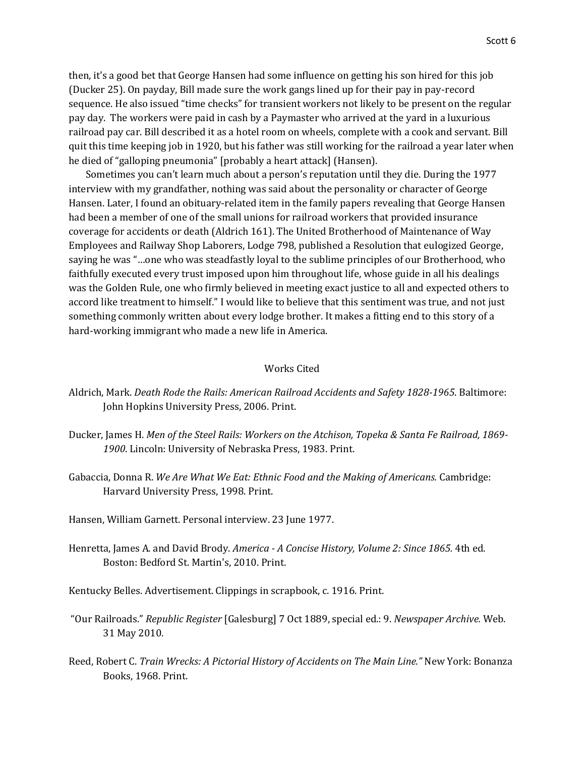then, it's a good bet that George Hansen had some influence on getting his son hired for this job (Ducker 25). On payday, Bill made sure the work gangs lined up for their pay in pay-record sequence. He also issued "time checks" for transient workers not likely to be present on the regular pay day. The workers were paid in cash by a Paymaster who arrived at the yard in a luxurious railroad pay car. Bill described it as a hotel room on wheels, complete with a cook and servant. Bill quit this time keeping job in 1920, but his father was still working for the railroad a year later when he died of "galloping pneumonia" [probably a heart attack] (Hansen).

Sometimes you can't learn much about a person's reputation until they die. During the 1977 interview with my grandfather, nothing was said about the personality or character of George Hansen. Later, I found an obituary-related item in the family papers revealing that George Hansen had been a member of one of the small unions for railroad workers that provided insurance coverage for accidents or death (Aldrich 161). The United Brotherhood of Maintenance of Way Employees and Railway Shop Laborers, Lodge 798, published a Resolution that eulogized George, saying he was "…one who was steadfastly loyal to the sublime principles of our Brotherhood, who faithfully executed every trust imposed upon him throughout life, whose guide in all his dealings was the Golden Rule, one who firmly believed in meeting exact justice to all and expected others to accord like treatment to himself." I would like to believe that this sentiment was true, and not just something commonly written about every lodge brother. It makes a fitting end to this story of a hard-working immigrant who made a new life in America.

## Works Cited

Aldrich, Mark. *Death Rode the Rails: American Railroad Accidents and Safety 1828-1965*. Baltimore: John Hopkins University Press, 2006. Print.

Ducker, James H. *Men of the Steel Rails: Workers on the Atchison, Topeka & Santa Fe Railroad, 1869-1900*. Lincoln: University of Nebraska Press, 1983. Print.

Gabaccia, Donna R. *We Are What We Eat: Ethnic Food and the Making of Americans.* Cambridge: Harvard University Press, 1998. Print.

Hansen, William Garnett. Personal interview. 23 June 1977.

Henretta, James A. and David Brody. *America - A Concise History, Volume 2: Since 1865.* 4th ed. Boston: Bedford St. Martin's, 2010. Print.

Kentucky Belles. Advertisement. Clippings in scrapbook, c. 1916. Print.

"Our Railroads." *Republic Register* [Galesburg] 7 Oct 1889, special ed.: 9. *Newspaper Archive.* Web. 31 May 2010.

Reed, Robert C. *Train Wrecks: A Pictorial History of Accidents on The Main Line."* New York: Bonanza Books, 1968. Print.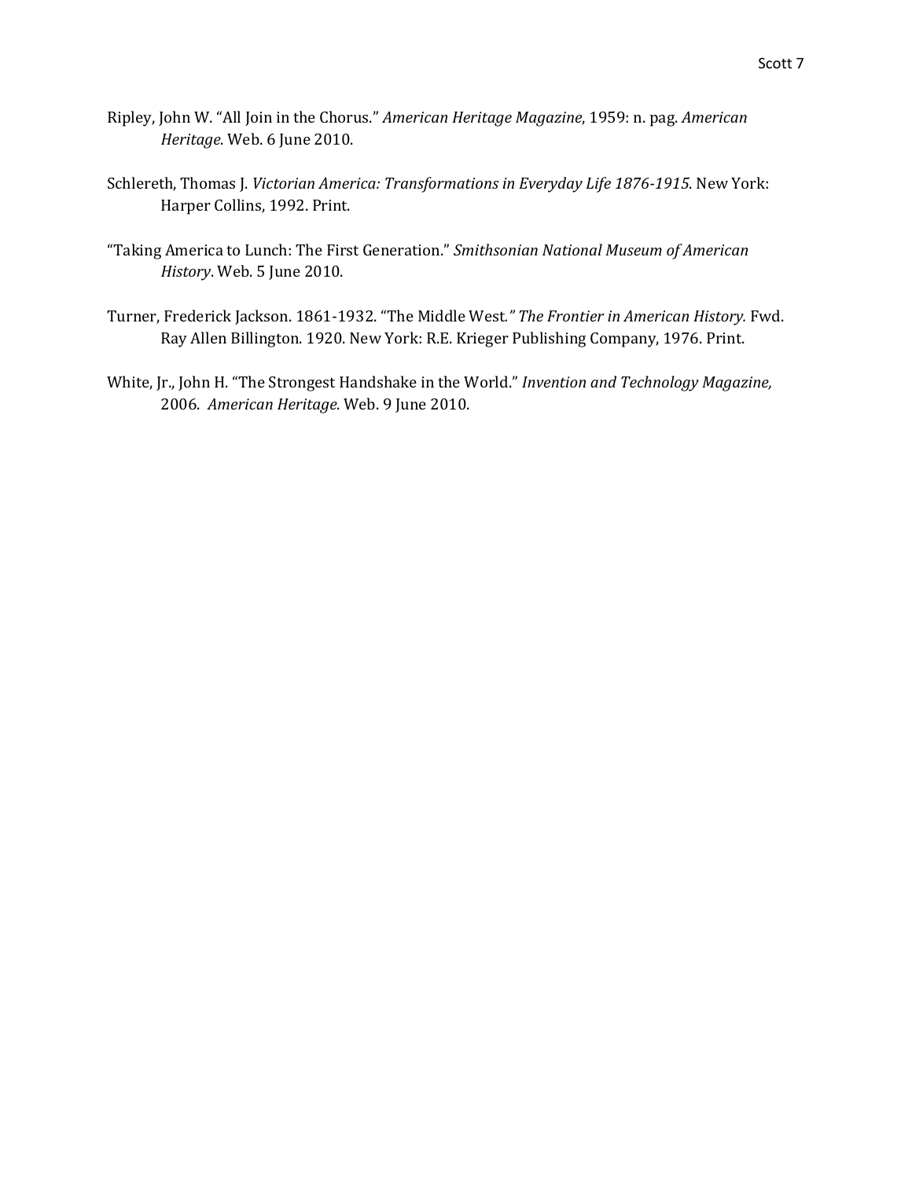Ripley, John W. "All Join in the Chorus." *American Heritage Magazine*, 1959: n. pag. *American Heritage*. Web. 6 June 2010.

Schlereth, Thomas J. *Victorian America: Transformations in Everyday Life 1876-1915*. New York: Harper Collins, 1992. Print.

"Taking America to Lunch: The First Generation." *Smithsonian National Museum of American History*. Web. 5 June 2010.

Turner, Frederick Jackson. 1861-1932. "The Middle West." *The Frontier in American History.* Fwd. Ray Allen Billington. 1920. New York: R.E. Krieger Publishing Company, 1976. Print.

White, Jr., John H. "The Strongest Handshake in the World." *Invention and Technology Magazine,* 2006. *American Heritage*. Web. 9 June 2010.